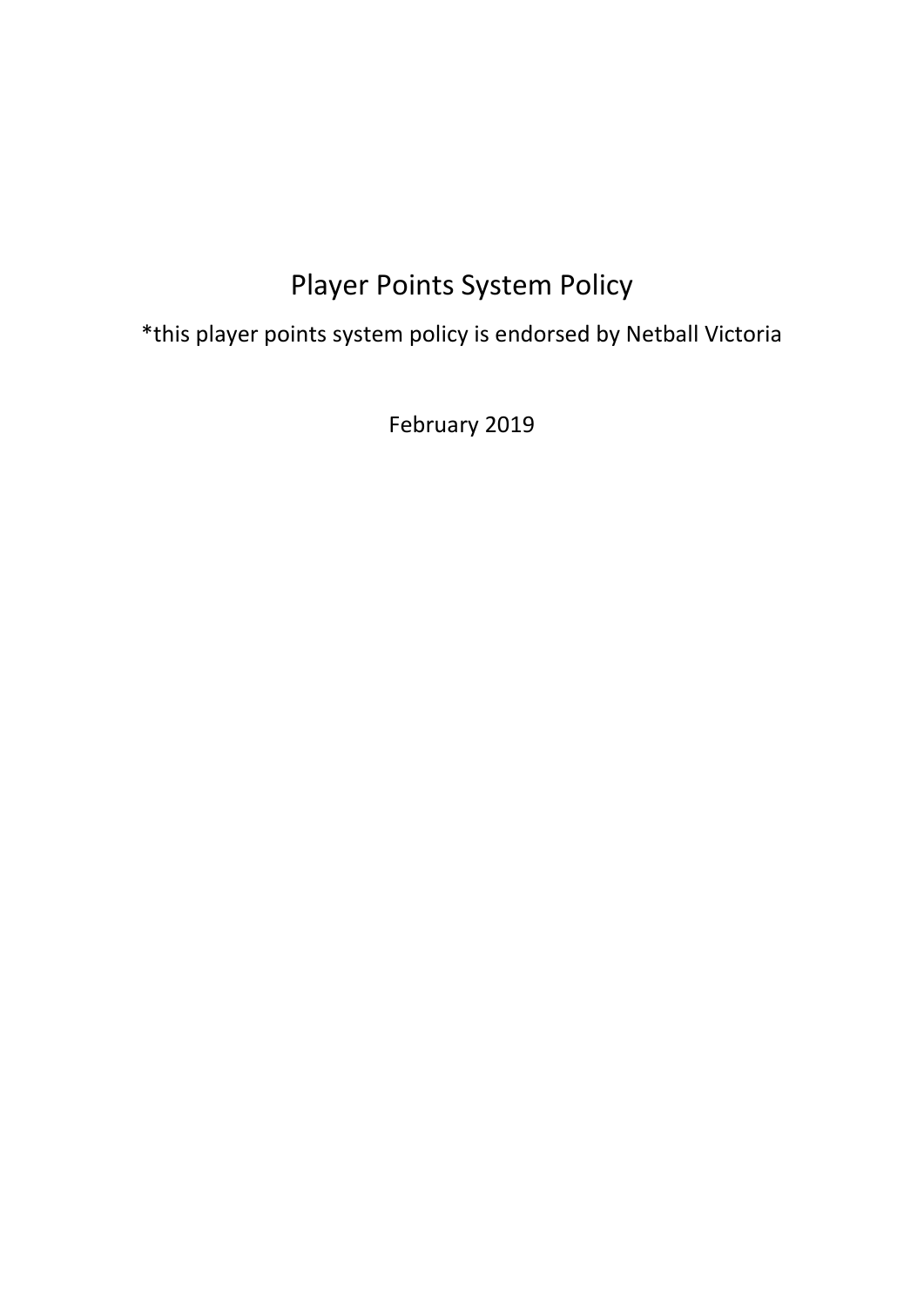# Player Points System Policy

*this player points system policy is endorsed by Netball Victoria

February 2019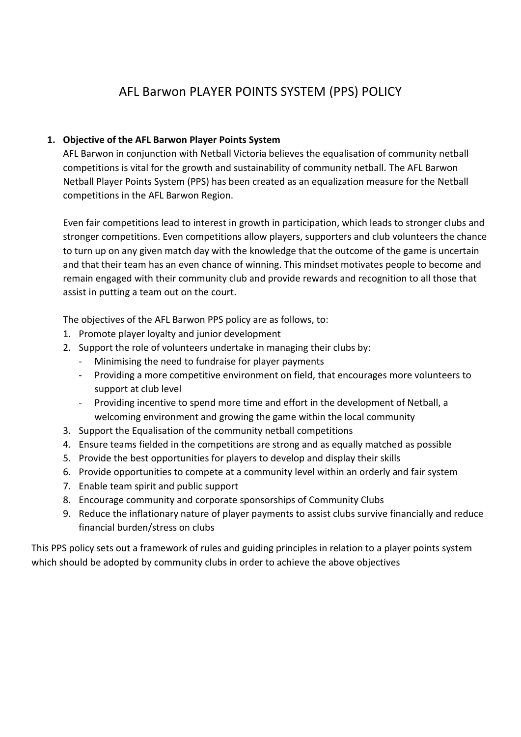# AFL Barwon PLAYER POINTS SYSTEM (PPS) POLICY

1. **Objective of the AFL Barwon Player Points System**

   AFL Barwon in conjunction with Netball Victoria believes the equalisation of community netball competitions is vital for the growth and sustainability of community netball. The AFL Barwon Netball Player Points System (PPS) has been created as an equalization measure for the Netball competitions in the AFL Barwon Region.

   Even fair competitions lead to interest in growth in participation, which leads to stronger clubs and stronger competitions. Even competitions allow players, supporters and club volunteers the chance to turn up on any given match day with the knowledge that the outcome of the game is uncertain and that their team has an even chance of winning. This mindset motivates people to become and remain engaged with their community club and provide rewards and recognition to all those that assist in putting a team out on the court.

   The objectives of the AFL Barwon PPS policy are as follows, to:

   1. Promote player loyalty and junior development
   2. Support the role of volunteers undertake in managing their clubs by:
      - Minimising the need to fundraise for player payments
      - Providing a more competitive environment on field, that encourages more volunteers to support at club level
      - Providing incentive to spend more time and effort in the development of Netball, a welcoming environment and growing the game within the local community
   3. Support the Equalisation of the community netball competitions
   4. Ensure teams fielded in the competitions are strong and as equally matched as possible
   5. Provide the best opportunities for players to develop and display their skills
   6. Provide opportunities to compete at a community level within an orderly and fair system
   7. Enable team spirit and public support
   8. Encourage community and corporate sponsorships of Community Clubs
   9. Reduce the inflationary nature of player payments to assist clubs survive financially and reduce financial burden/stress on clubs

This PPS policy sets out a framework of rules and guiding principles in relation to a player points system which should be adopted by community clubs in order to achieve the above objectives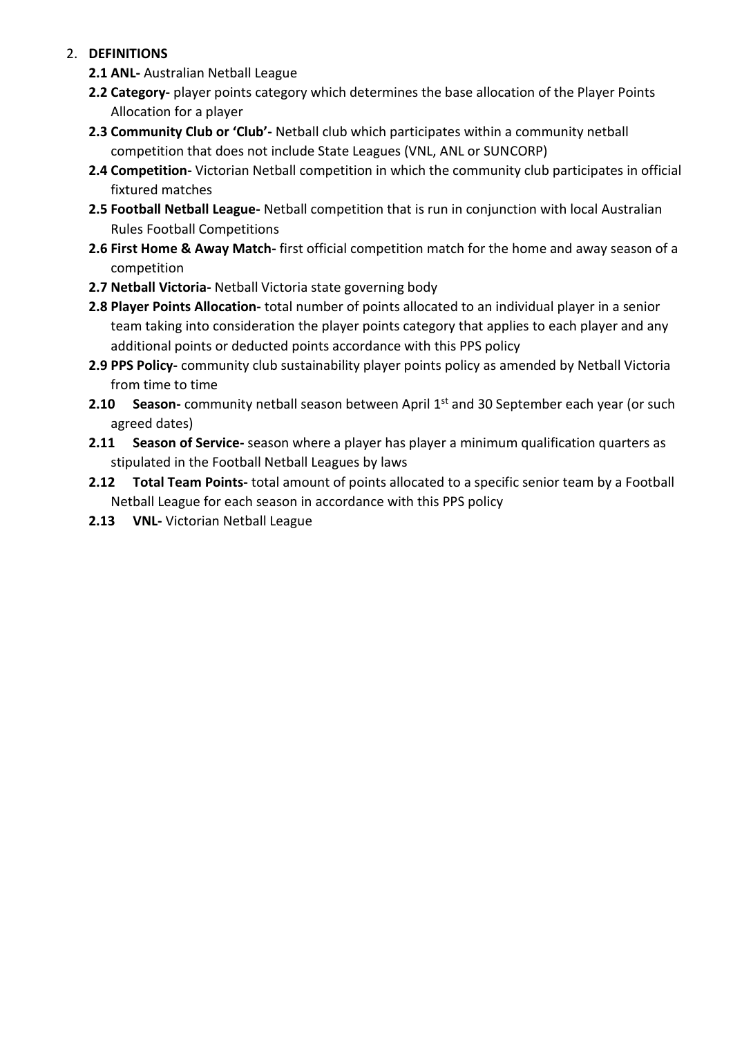2. **DEFINITIONS**
   - **2.1 ANL-** Australian Netball League
   - **2.2 Category-** player points category which determines the base allocation of the Player Points Allocation for a player
   - **2.3 Community Club or 'Club'-** Netball club which participates within a community netball competition that does not include State Leagues (VNL, ANL or SUNCORP)
   - **2.4 Competition-** Victorian Netball competition in which the community club participates in official fixtured matches
   - **2.5 Football Netball League-** Netball competition that is run in conjunction with local Australian Rules Football Competitions
   - **2.6 First Home & Away Match-** first official competition match for the home and away season of a competition
   - **2.7 Netball Victoria-** Netball Victoria state governing body
   - **2.8 Player Points Allocation-** total number of points allocated to an individual player in a senior team taking into consideration the player points category that applies to each player and any additional points or deducted points accordance with this PPS policy
   - **2.9 PPS Policy-** community club sustainability player points policy as amended by Netball Victoria from time to time
   - **2.10 Season-** community netball season between April 1st and 30 September each year (or such agreed dates)
   - **2.11 Season of Service-** season where a player has player a minimum qualification quarters as stipulated in the Football Netball Leagues by laws
   - **2.12 Total Team Points-** total amount of points allocated to a specific senior team by a Football Netball League for each season in accordance with this PPS policy
   - **2.13 VNL-** Victorian Netball League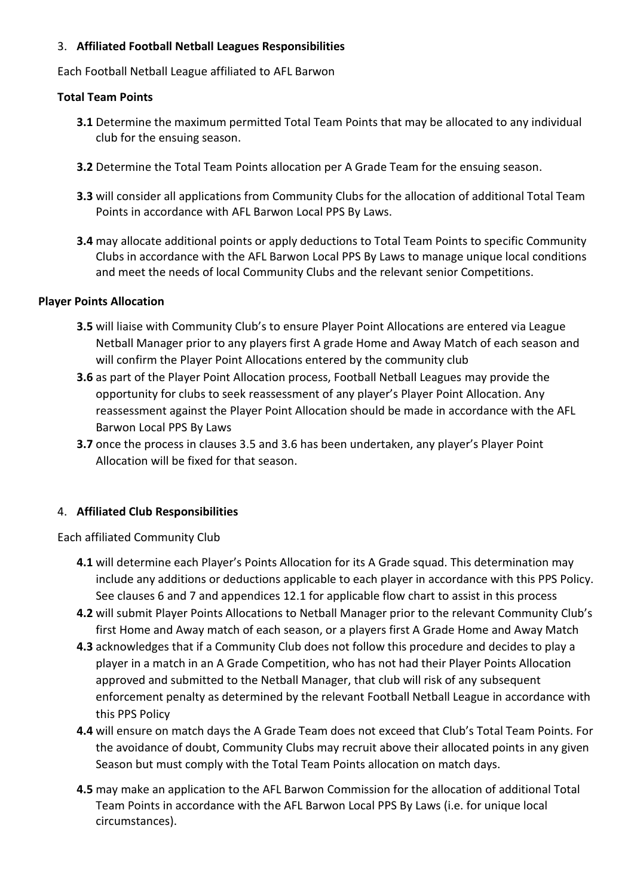## 3. **Affiliated Football Netball Leagues Responsibilities**

Each Football Netball League affiliated to AFL Barwon

### **Total Team Points**

- **3.1** Determine the maximum permitted Total Team Points that may be allocated to any individual club for the ensuing season.

- **3.2** Determine the Total Team Points allocation per A Grade Team for the ensuing season.

- **3.3** will consider all applications from Community Clubs for the allocation of additional Total Team Points in accordance with AFL Barwon Local PPS By Laws.

- **3.4** may allocate additional points or apply deductions to Total Team Points to specific Community Clubs in accordance with the AFL Barwon Local PPS By Laws to manage unique local conditions and meet the needs of local Community Clubs and the relevant senior Competitions.

### **Player Points Allocation**

- **3.5** will liaise with Community Club's to ensure Player Point Allocations are entered via League Netball Manager prior to any players first A grade Home and Away Match of each season and will confirm the Player Point Allocations entered by the community club
- **3.6** as part of the Player Point Allocation process, Football Netball Leagues may provide the opportunity for clubs to seek reassessment of any player's Player Point Allocation. Any reassessment against the Player Point Allocation should be made in accordance with the AFL Barwon Local PPS By Laws
- **3.7** once the process in clauses 3.5 and 3.6 has been undertaken, any player's Player Point Allocation will be fixed for that season.

## 4. **Affiliated Club Responsibilities**

Each affiliated Community Club

- **4.1** will determine each Player's Points Allocation for its A Grade squad. This determination may include any additions or deductions applicable to each player in accordance with this PPS Policy. See clauses 6 and 7 and appendices 12.1 for applicable flow chart to assist in this process
- **4.2** will submit Player Points Allocations to Netball Manager prior to the relevant Community Club's first Home and Away match of each season, or a players first A Grade Home and Away Match
- **4.3** acknowledges that if a Community Club does not follow this procedure and decides to play a player in a match in an A Grade Competition, who has not had their Player Points Allocation approved and submitted to the Netball Manager, that club will risk of any subsequent enforcement penalty as determined by the relevant Football Netball League in accordance with this PPS Policy
- **4.4** will ensure on match days the A Grade Team does not exceed that Club's Total Team Points. For the avoidance of doubt, Community Clubs may recruit above their allocated points in any given Season but must comply with the Total Team Points allocation on match days.

- **4.5** may make an application to the AFL Barwon Commission for the allocation of additional Total Team Points in accordance with the AFL Barwon Local PPS By Laws (i.e. for unique local circumstances).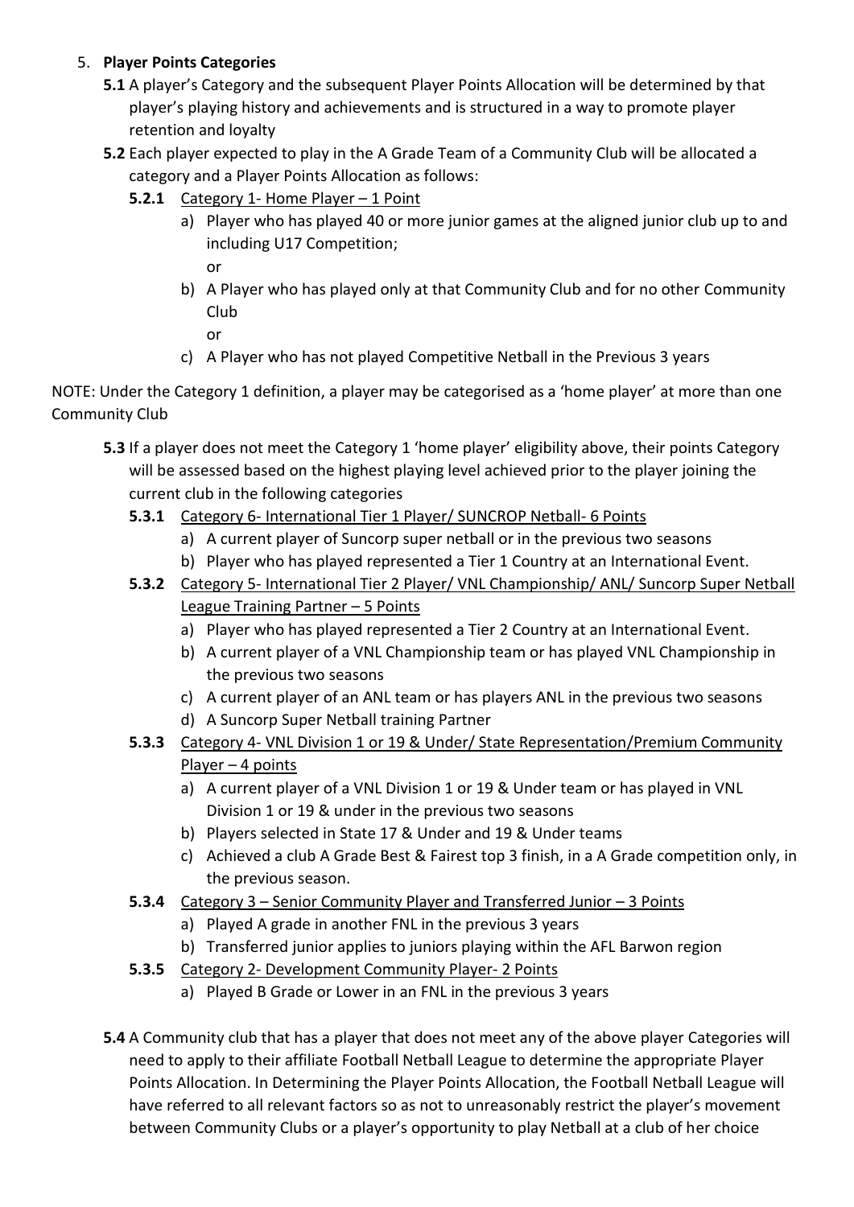5. **Player Points Categories**

**5.1** A player's Category and the subsequent Player Points Allocation will be determined by that player's playing history and achievements and is structured in a way to promote player retention and loyalty

**5.2** Each player expected to play in the A Grade Team of a Community Club will be allocated a category and a Player Points Allocation as follows:

**5.2.1** Category 1- Home Player – 1 Point

a) Player who has played 40 or more junior games at the aligned junior club up to and including U17 Competition;

or

b) A Player who has played only at that Community Club and for no other Community Club

or

c) A Player who has not played Competitive Netball in the Previous 3 years

NOTE: Under the Category 1 definition, a player may be categorised as a 'home player' at more than one Community Club

**5.3** If a player does not meet the Category 1 'home player' eligibility above, their points Category will be assessed based on the highest playing level achieved prior to the player joining the current club in the following categories

**5.3.1** Category 6- International Tier 1 Player/ SUNCROP Netball- 6 Points

a) A current player of Suncorp super netball or in the previous two seasons

b) Player who has played represented a Tier 1 Country at an International Event.

**5.3.2** Category 5- International Tier 2 Player/ VNL Championship/ ANL/ Suncorp Super Netball League Training Partner – 5 Points

a) Player who has played represented a Tier 2 Country at an International Event.

b) A current player of a VNL Championship team or has played VNL Championship in the previous two seasons

c) A current player of an ANL team or has players ANL in the previous two seasons

d) A Suncorp Super Netball training Partner

**5.3.3** Category 4- VNL Division 1 or 19 & Under/ State Representation/Premium Community Player – 4 points

a) A current player of a VNL Division 1 or 19 & Under team or has played in VNL Division 1 or 19 & under in the previous two seasons

b) Players selected in State 17 & Under and 19 & Under teams

c) Achieved a club A Grade Best & Fairest top 3 finish, in a A Grade competition only, in the previous season.

**5.3.4** Category 3 – Senior Community Player and Transferred Junior – 3 Points

a) Played A grade in another FNL in the previous 3 years

b) Transferred junior applies to juniors playing within the AFL Barwon region

**5.3.5** Category 2- Development Community Player- 2 Points

a) Played B Grade or Lower in an FNL in the previous 3 years

**5.4** A Community club that has a player that does not meet any of the above player Categories will need to apply to their affiliate Football Netball League to determine the appropriate Player Points Allocation. In Determining the Player Points Allocation, the Football Netball League will have referred to all relevant factors so as not to unreasonably restrict the player's movement between Community Clubs or a player's opportunity to play Netball at a club of her choice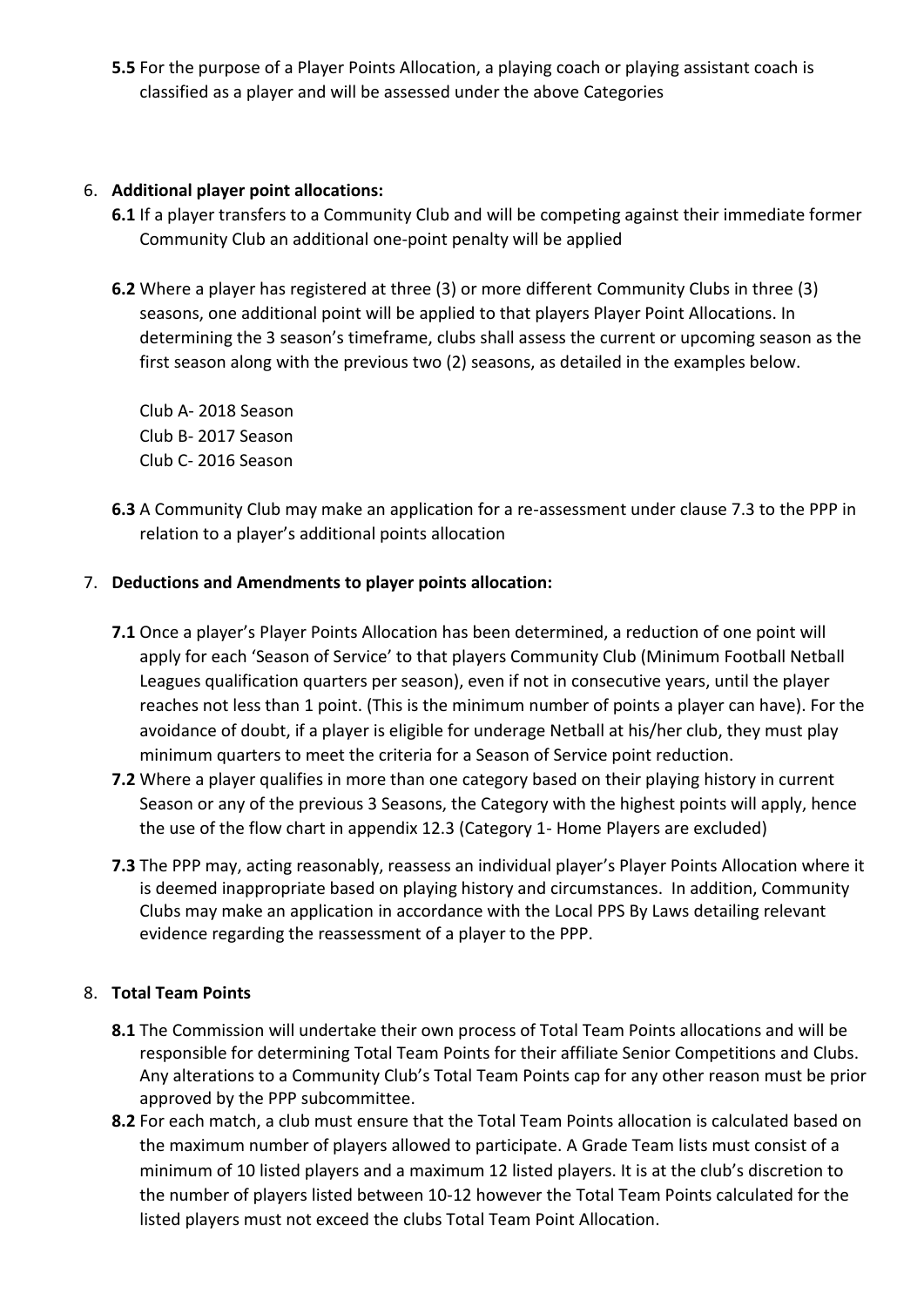**5.5** For the purpose of a Player Points Allocation, a playing coach or playing assistant coach is classified as a player and will be assessed under the above Categories

6. **Additional player point allocations:**

**6.1** If a player transfers to a Community Club and will be competing against their immediate former Community Club an additional one-point penalty will be applied

**6.2** Where a player has registered at three (3) or more different Community Clubs in three (3) seasons, one additional point will be applied to that players Player Point Allocations. In determining the 3 season's timeframe, clubs shall assess the current or upcoming season as the first season along with the previous two (2) seasons, as detailed in the examples below.

Club A- 2018 Season
Club B- 2017 Season
Club C- 2016 Season

**6.3** A Community Club may make an application for a re-assessment under clause 7.3 to the PPP in relation to a player's additional points allocation

7. **Deductions and Amendments to player points allocation:**

**7.1** Once a player's Player Points Allocation has been determined, a reduction of one point will apply for each 'Season of Service' to that players Community Club (Minimum Football Netball Leagues qualification quarters per season), even if not in consecutive years, until the player reaches not less than 1 point. (This is the minimum number of points a player can have). For the avoidance of doubt, if a player is eligible for underage Netball at his/her club, they must play minimum quarters to meet the criteria for a Season of Service point reduction.

**7.2** Where a player qualifies in more than one category based on their playing history in current Season or any of the previous 3 Seasons, the Category with the highest points will apply, hence the use of the flow chart in appendix 12.3 (Category 1- Home Players are excluded)

**7.3** The PPP may, acting reasonably, reassess an individual player's Player Points Allocation where it is deemed inappropriate based on playing history and circumstances. In addition, Community Clubs may make an application in accordance with the Local PPS By Laws detailing relevant evidence regarding the reassessment of a player to the PPP.

8. **Total Team Points**

**8.1** The Commission will undertake their own process of Total Team Points allocations and will be responsible for determining Total Team Points for their affiliate Senior Competitions and Clubs. Any alterations to a Community Club's Total Team Points cap for any other reason must be prior approved by the PPP subcommittee.

**8.2** For each match, a club must ensure that the Total Team Points allocation is calculated based on the maximum number of players allowed to participate. A Grade Team lists must consist of a minimum of 10 listed players and a maximum 12 listed players. It is at the club's discretion to the number of players listed between 10-12 however the Total Team Points calculated for the listed players must not exceed the clubs Total Team Point Allocation.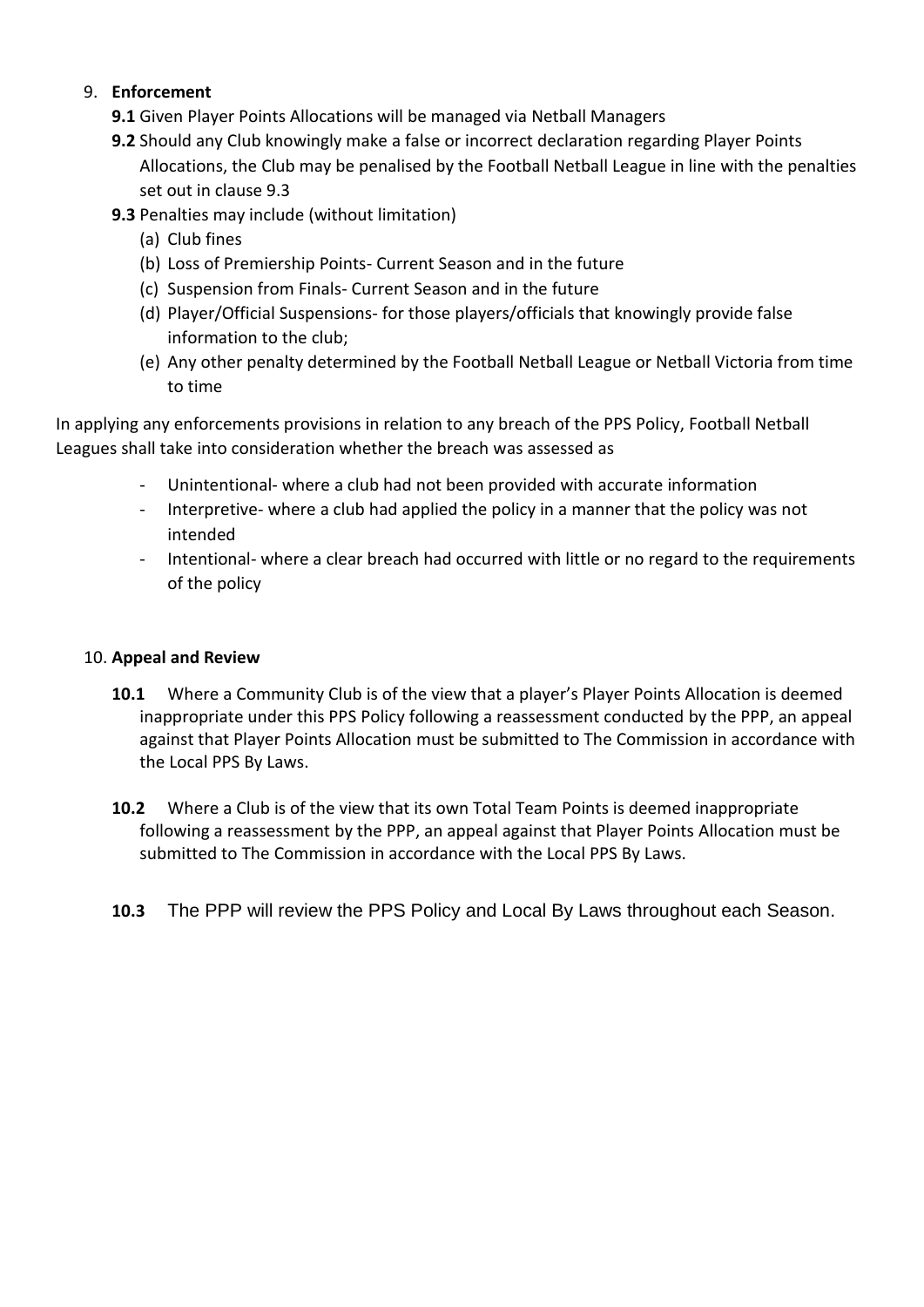9. **Enforcement**

   **9.1** Given Player Points Allocations will be managed via Netball Managers

   **9.2** Should any Club knowingly make a false or incorrect declaration regarding Player Points Allocations, the Club may be penalised by the Football Netball League in line with the penalties set out in clause 9.3

   **9.3** Penalties may include (without limitation)

   (a) Club fines
   (b) Loss of Premiership Points- Current Season and in the future
   (c) Suspension from Finals- Current Season and in the future
   (d) Player/Official Suspensions- for those players/officials that knowingly provide false information to the club;
   (e) Any other penalty determined by the Football Netball League or Netball Victoria from time to time

In applying any enforcements provisions in relation to any breach of the PPS Policy, Football Netball Leagues shall take into consideration whether the breach was assessed as

- Unintentional- where a club had not been provided with accurate information
- Interpretive- where a club had applied the policy in a manner that the policy was not intended
- Intentional- where a clear breach had occurred with little or no regard to the requirements of the policy

10. **Appeal and Review**

   **10.1** Where a Community Club is of the view that a player's Player Points Allocation is deemed inappropriate under this PPS Policy following a reassessment conducted by the PPP, an appeal against that Player Points Allocation must be submitted to The Commission in accordance with the Local PPS By Laws.

   **10.2** Where a Club is of the view that its own Total Team Points is deemed inappropriate following a reassessment by the PPP, an appeal against that Player Points Allocation must be submitted to The Commission in accordance with the Local PPS By Laws.

   **10.3** The PPP will review the PPS Policy and Local By Laws throughout each Season.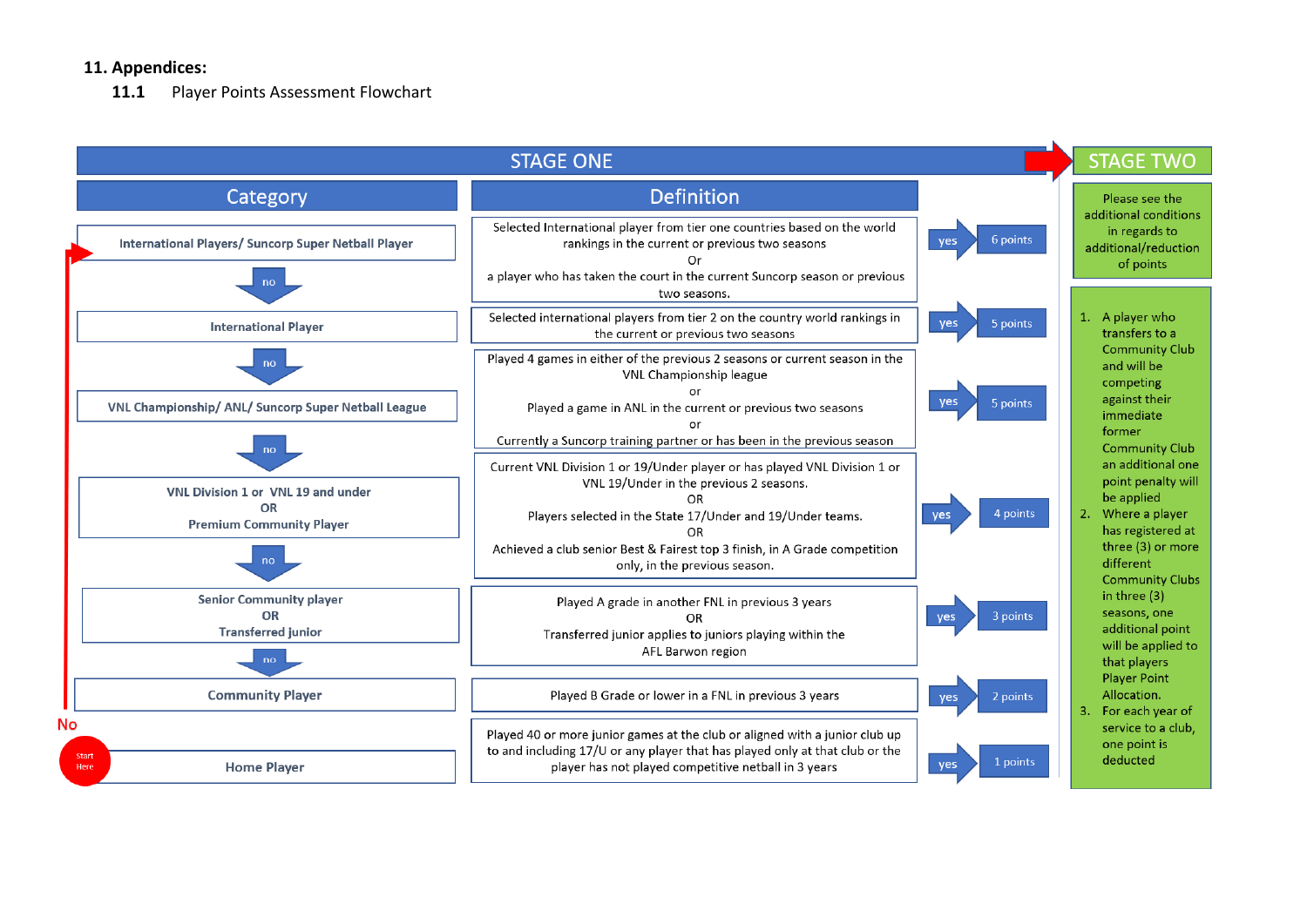## 11. Appendices:

### 11.1 Player Points Assessment Flowchart

STAGE ONE

| Category | Definition | | Points |
|---|---|---|---|
| International Players/ Suncorp Super Netball Player | Selected International player from tier one countries based on the world rankings in the current or previous two seasons<br>Or<br>a player who has taken the court in the current Suncorp season or previous two seasons. | yes | 6 points |
| International Player | Selected international players from tier 2 on the country world rankings in the current or previous two seasons | yes | 5 points |
| VNL Championship/ ANL/ Suncorp Super Netball League | Played 4 games in either of the previous 2 seasons or current season in the VNL Championship league<br>or<br>Played a game in ANL in the current or previous two seasons<br>or<br>Currently a Suncorp training partner or has been in the previous season | yes | 5 points |
| VNL Division 1 or VNL 19 and under<br>OR<br>Premium Community Player | Current VNL Division 1 or 19/Under player or has played VNL Division 1 or VNL 19/Under in the previous 2 seasons.<br>OR<br>Players selected in the State 17/Under and 19/Under teams.<br>OR<br>Achieved a club senior Best & Fairest top 3 finish, in A Grade competition only, in the previous season. | yes | 4 points |
| Senior Community player<br>OR<br>Transferred junior | Played A grade in another FNL in previous 3 years<br>OR<br>Transferred junior applies to juniors playing within the AFL Barwon region | yes | 3 points |
| Community Player | Played B Grade or lower in a FNL in previous 3 years | yes | 2 points |
| Home Player | Played 40 or more junior games at the club or aligned with a junior club up to and including 17/U or any player that has played only at that club or the player has not played competitive netball in 3 years | yes | 1 points |

Start Here (Home Player) → No → (up to International Players/ Suncorp Super Netball Player); each category → no → next category below.

STAGE TWO

Please see the additional conditions in regards to additional/reduction of points

1. A player who transfers to a Community Club and will be competing against their immediate former Community Club an additional one point penalty will be applied
2. Where a player has registered at three (3) or more different Community Clubs in three (3) seasons, one additional point will be applied to that players Player Point Allocation.
3. For each year of service to a club, one point is deducted